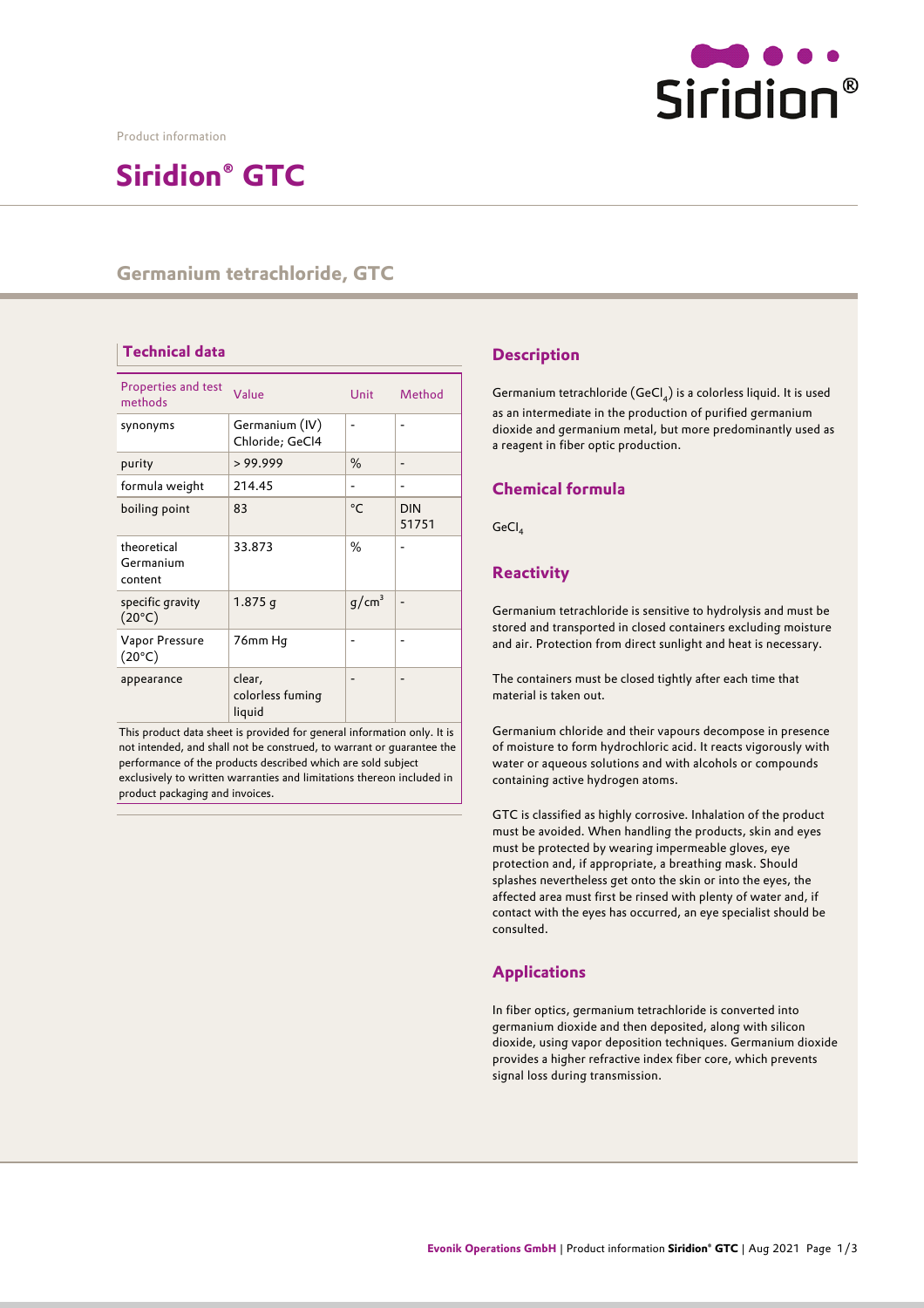Product information

# Siridion® GTC

## Germanium tetrachloride, GTC

### Technical data

| Properties and test methods | Value | Unit | Method |
|---|---|---|---|
| synonyms | Germanium (IV) Chloride; GeCl4 | - | - |
| purity | > 99.999 | % | - |
| formula weight | 214.45 | - | - |
| boiling point | 83 | °C | DIN 51751 |
| theoretical Germanium content | 33.873 | % | - |
| specific gravity (20°C) | 1.875 g | $g/cm^3$ | - |
| Vapor Pressure (20°C) | 76mm Hg | - | - |
| appearance | clear, colorless fuming liquid | - | - |

This product data sheet is provided for general information only. It is not intended, and shall not be construed, to warrant or guarantee the performance of the products described which are sold subject exclusively to written warranties and limitations thereon included in product packaging and invoices.

### Description

Germanium tetrachloride ($GeCl_4$) is a colorless liquid. It is used as an intermediate in the production of purified germanium dioxide and germanium metal, but more predominantly used as a reagent in fiber optic production.

### Chemical formula

$GeCl_4$

### Reactivity

Germanium tetrachloride is sensitive to hydrolysis and must be stored and transported in closed containers excluding moisture and air. Protection from direct sunlight and heat is necessary.

The containers must be closed tightly after each time that material is taken out.

Germanium chloride and their vapours decompose in presence of moisture to form hydrochloric acid. It reacts vigorously with water or aqueous solutions and with alcohols or compounds containing active hydrogen atoms.

GTC is classified as highly corrosive. Inhalation of the product must be avoided. When handling the products, skin and eyes must be protected by wearing impermeable gloves, eye protection and, if appropriate, a breathing mask. Should splashes nevertheless get onto the skin or into the eyes, the affected area must first be rinsed with plenty of water and, if contact with the eyes has occurred, an eye specialist should be consulted.

### Applications

In fiber optics, germanium tetrachloride is converted into germanium dioxide and then deposited, along with silicon dioxide, using vapor deposition techniques. Germanium dioxide provides a higher refractive index fiber core, which prevents signal loss during transmission.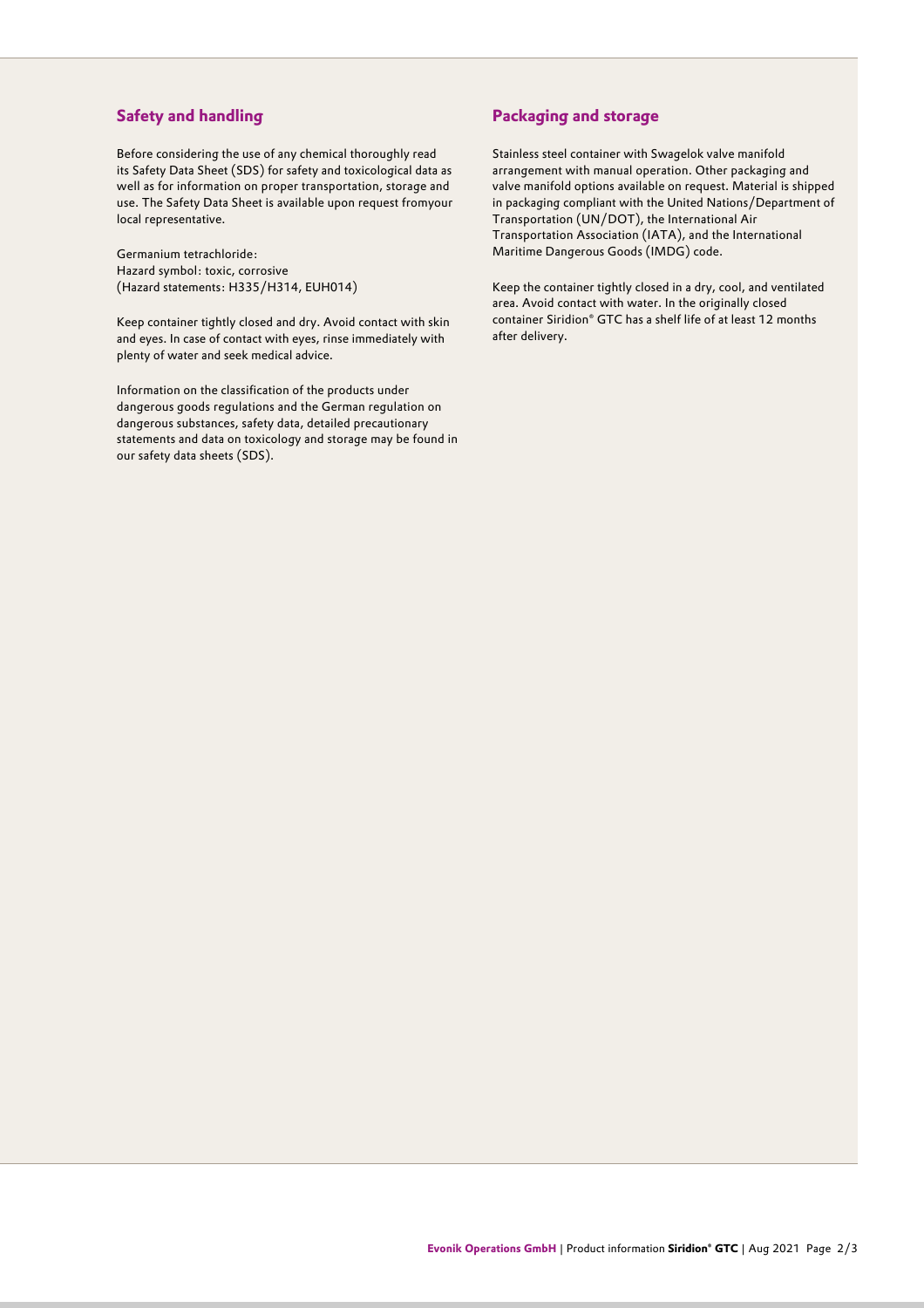## Safety and handling

Before considering the use of any chemical thoroughly read its Safety Data Sheet (SDS) for safety and toxicological data as well as for information on proper transportation, storage and use. The Safety Data Sheet is available upon request fromyour local representative.

Germanium tetrachloride:
Hazard symbol: toxic, corrosive
(Hazard statements: H335/H314, EUH014)

Keep container tightly closed and dry. Avoid contact with skin and eyes. In case of contact with eyes, rinse immediately with plenty of water and seek medical advice.

Information on the classification of the products under dangerous goods regulations and the German regulation on dangerous substances, safety data, detailed precautionary statements and data on toxicology and storage may be found in our safety data sheets (SDS).

## Packaging and storage

Stainless steel container with Swagelok valve manifold arrangement with manual operation. Other packaging and valve manifold options available on request. Material is shipped in packaging compliant with the United Nations/Department of Transportation (UN/DOT), the International Air Transportation Association (IATA), and the International Maritime Dangerous Goods (IMDG) code.

Keep the container tightly closed in a dry, cool, and ventilated area. Avoid contact with water. In the originally closed container Siridion® GTC has a shelf life of at least 12 months after delivery.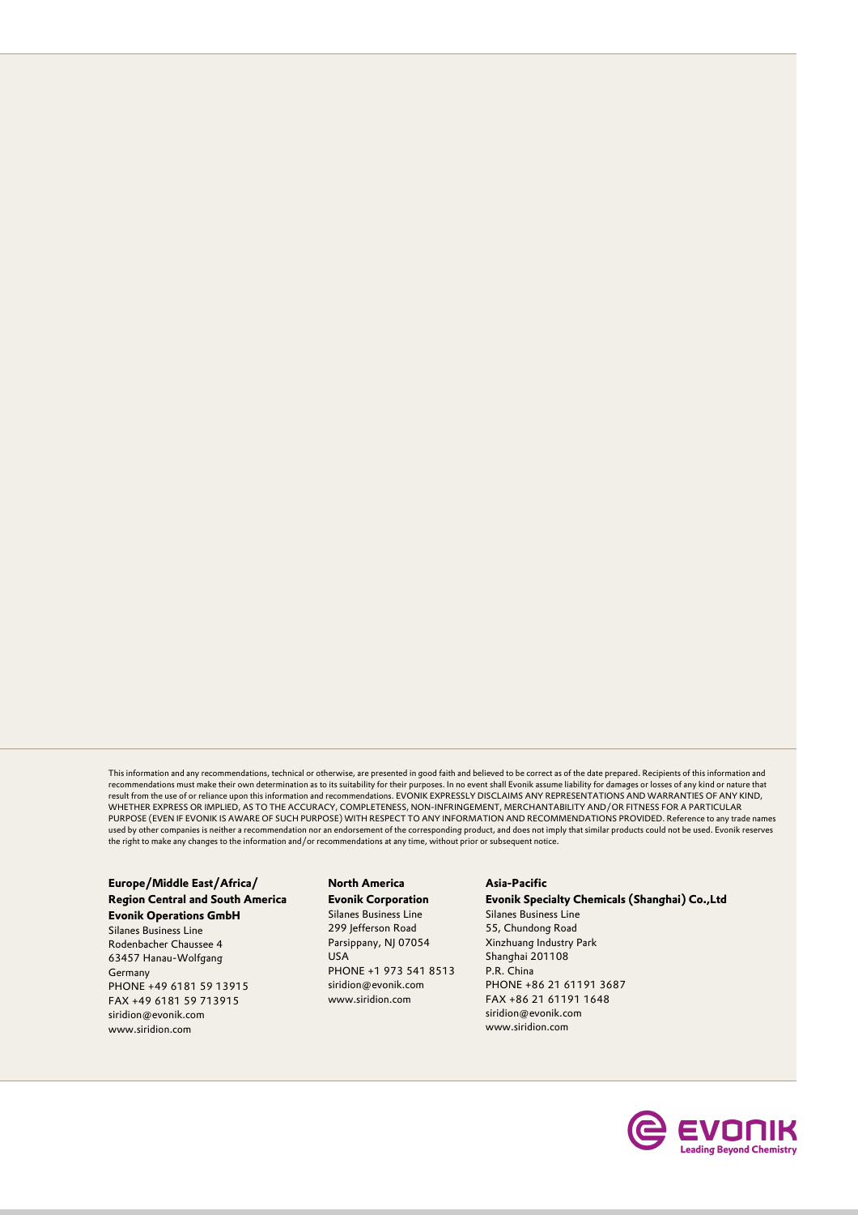This information and any recommendations, technical or otherwise, are presented in good faith and believed to be correct as of the date prepared. Recipients of this information and recommendations must make their own determination as to its suitability for their purposes. In no event shall Evonik assume liability for damages or losses of any kind or nature that result from the use of or reliance upon this information and recommendations. EVONIK EXPRESSLY DISCLAIMS ANY REPRESENTATIONS AND WARRANTIES OF ANY KIND, WHETHER EXPRESS OR IMPLIED, AS TO THE ACCURACY, COMPLETENESS, NON-INFRINGEMENT, MERCHANTABILITY AND/OR FITNESS FOR A PARTICULAR PURPOSE (EVEN IF EVONIK IS AWARE OF SUCH PURPOSE) WITH RESPECT TO ANY INFORMATION AND RECOMMENDATIONS PROVIDED. Reference to any trade names used by other companies is neither a recommendation nor an endorsement of the corresponding product, and does not imply that similar products could not be used. Evonik reserves the right to make any changes to the information and/or recommendations at any time, without prior or subsequent notice.

**Europe/Middle East/Africa/ Region Central and South America**
**Evonik Operations GmbH**
Silanes Business Line
Rodenbacher Chaussee 4
63457 Hanau-Wolfgang
Germany
PHONE +49 6181 59 13915
FAX +49 6181 59 713915
siridion@evonik.com
www.siridion.com

**North America**
**Evonik Corporation**
Silanes Business Line
299 Jefferson Road
Parsippany, NJ 07054
USA
PHONE +1 973 541 8513
siridion@evonik.com
www.siridion.com

**Asia-Pacific**
**Evonik Specialty Chemicals (Shanghai) Co.,Ltd**
Silanes Business Line
55, Chundong Road
Xinzhuang Industry Park
Shanghai 201108
P.R. China
PHONE +86 21 61191 3687
FAX +86 21 61191 1648
siridion@evonik.com
www.siridion.com

EVONIK
Leading Beyond Chemistry